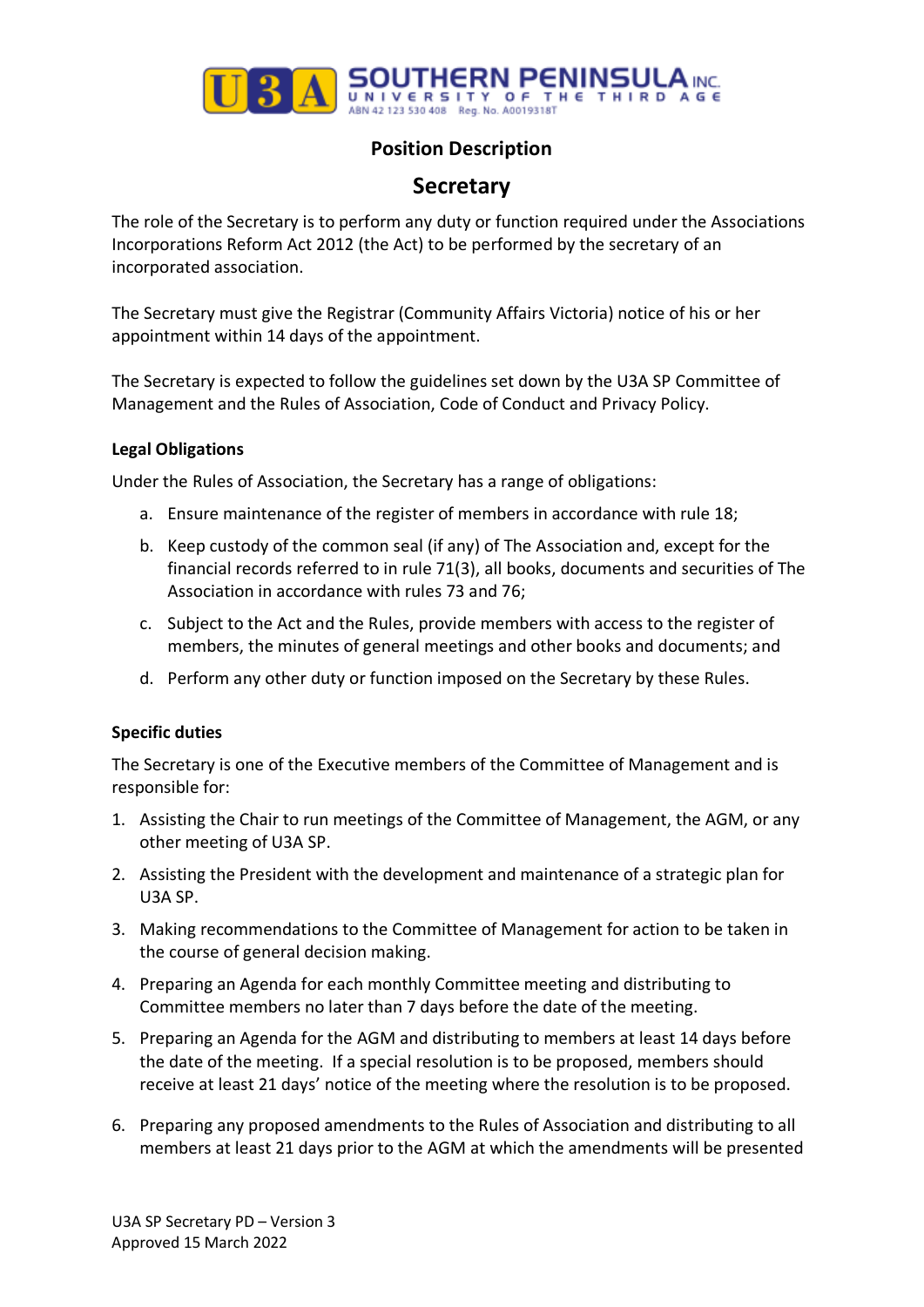SOUTHERN PENINSULA INC.
UNIVERSITY OF THE THIRD AGE
ABN 42 123 530 408 Reg. No. A0019318T

# Position Description

## Secretary

The role of the Secretary is to perform any duty or function required under the Associations Incorporations Reform Act 2012 (the Act) to be performed by the secretary of an incorporated association.

The Secretary must give the Registrar (Community Affairs Victoria) notice of his or her appointment within 14 days of the appointment.

The Secretary is expected to follow the guidelines set down by the U3A SP Committee of Management and the Rules of Association, Code of Conduct and Privacy Policy.

### Legal Obligations

Under the Rules of Association, the Secretary has a range of obligations:

a. Ensure maintenance of the register of members in accordance with rule 18;

b. Keep custody of the common seal (if any) of The Association and, except for the financial records referred to in rule 71(3), all books, documents and securities of The Association in accordance with rules 73 and 76;

c. Subject to the Act and the Rules, provide members with access to the register of members, the minutes of general meetings and other books and documents; and

d. Perform any other duty or function imposed on the Secretary by these Rules.

### Specific duties

The Secretary is one of the Executive members of the Committee of Management and is responsible for:

1. Assisting the Chair to run meetings of the Committee of Management, the AGM, or any other meeting of U3A SP.
2. Assisting the President with the development and maintenance of a strategic plan for U3A SP.
3. Making recommendations to the Committee of Management for action to be taken in the course of general decision making.
4. Preparing an Agenda for each monthly Committee meeting and distributing to Committee members no later than 7 days before the date of the meeting.
5. Preparing an Agenda for the AGM and distributing to members at least 14 days before the date of the meeting. If a special resolution is to be proposed, members should receive at least 21 days' notice of the meeting where the resolution is to be proposed.
6. Preparing any proposed amendments to the Rules of Association and distributing to all members at least 21 days prior to the AGM at which the amendments will be presented

U3A SP Secretary PD – Version 3
Approved 15 March 2022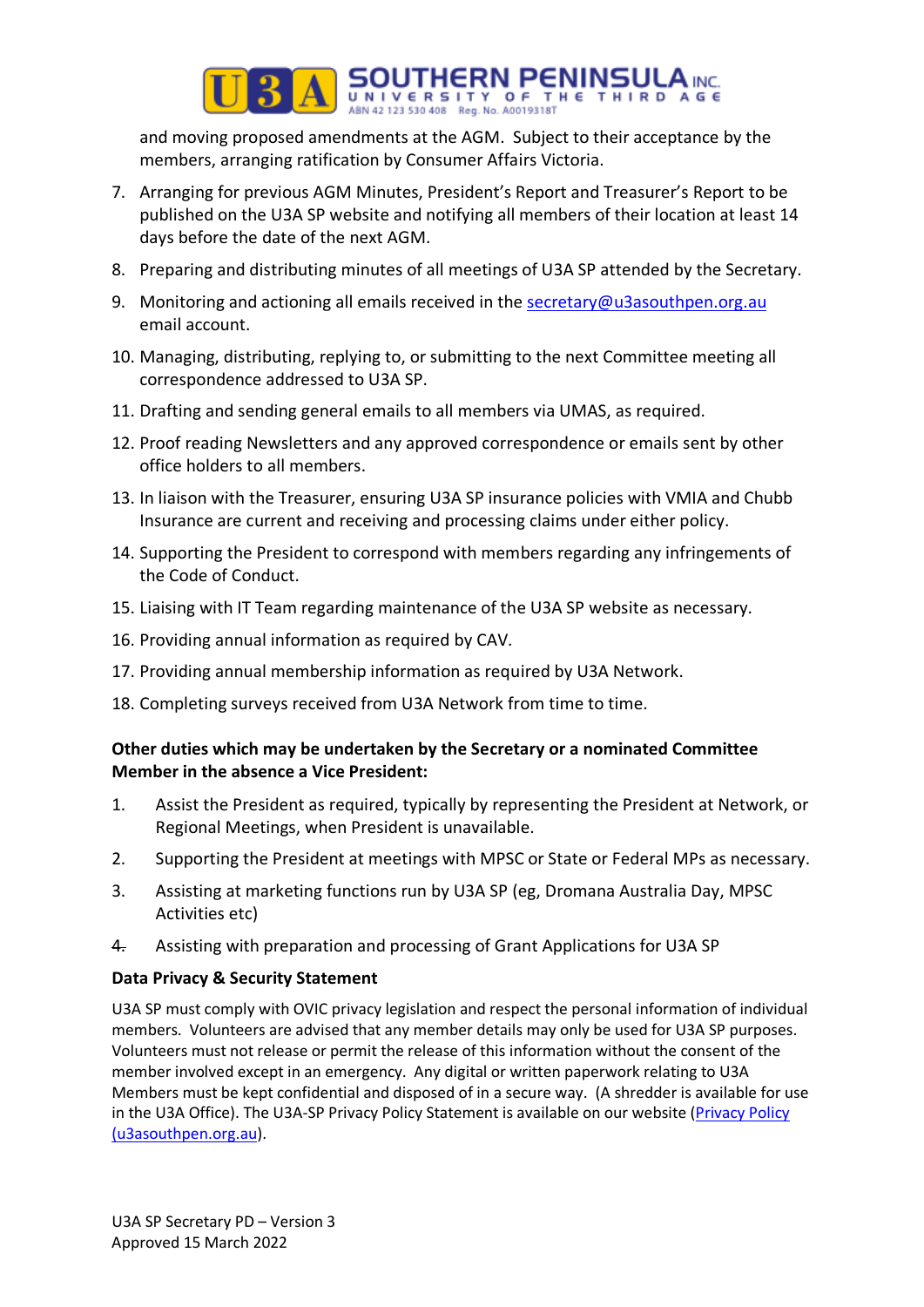and moving proposed amendments at the AGM. Subject to their acceptance by the members, arranging ratification by Consumer Affairs Victoria.

7. Arranging for previous AGM Minutes, President's Report and Treasurer's Report to be published on the U3A SP website and notifying all members of their location at least 14 days before the date of the next AGM.
8. Preparing and distributing minutes of all meetings of U3A SP attended by the Secretary.
9. Monitoring and actioning all emails received in the secretary@u3asouthpen.org.au email account.
10. Managing, distributing, replying to, or submitting to the next Committee meeting all correspondence addressed to U3A SP.
11. Drafting and sending general emails to all members via UMAS, as required.
12. Proof reading Newsletters and any approved correspondence or emails sent by other office holders to all members.
13. In liaison with the Treasurer, ensuring U3A SP insurance policies with VMIA and Chubb Insurance are current and receiving and processing claims under either policy.
14. Supporting the President to correspond with members regarding any infringements of the Code of Conduct.
15. Liaising with IT Team regarding maintenance of the U3A SP website as necessary.
16. Providing annual information as required by CAV.
17. Providing annual membership information as required by U3A Network.
18. Completing surveys received from U3A Network from time to time.

**Other duties which may be undertaken by the Secretary or a nominated Committee Member in the absence a Vice President:**

1. Assist the President as required, typically by representing the President at Network, or Regional Meetings, when President is unavailable.
2. Supporting the President at meetings with MPSC or State or Federal MPs as necessary.
3. Assisting at marketing functions run by U3A SP (eg, Dromana Australia Day, MPSC Activities etc)
4. Assisting with preparation and processing of Grant Applications for U3A SP

**Data Privacy & Security Statement**

U3A SP must comply with OVIC privacy legislation and respect the personal information of individual members. Volunteers are advised that any member details may only be used for U3A SP purposes. Volunteers must not release or permit the release of this information without the consent of the member involved except in an emergency. Any digital or written paperwork relating to U3A Members must be kept confidential and disposed of in a secure way. (A shredder is available for use in the U3A Office). The U3A-SP Privacy Policy Statement is available on our website (Privacy Policy (u3asouthpen.org.au)).

U3A SP Secretary PD – Version 3
Approved 15 March 2022